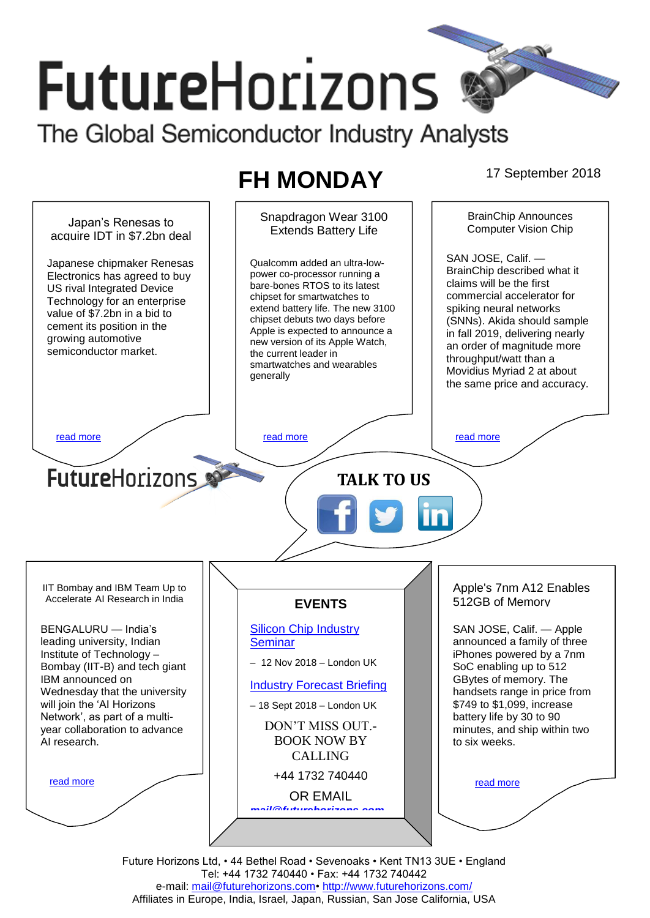# FutureHorizons

The Global Semiconductor Industry Analysts

## FH MONDAY

17 September 2018

### Japan's Renesas to acquire IDT in $7.2bn deal

Japanese chipmaker Renesas Electronics has agreed to buy US rival Integrated Device Technology for an enterprise value of $7.2bn in a bid to cement its position in the growing automotive semiconductor market.

read more

### Snapdragon Wear 3100 Extends Battery Life

Qualcomm added an ultra-low-power co-processor running a bare-bones RTOS to its latest chipset for smartwatches to extend battery life. The new 3100 chipset debuts two days before Apple is expected to announce a new version of its Apple Watch, the current leader in smartwatches and wearables generally

read more

### BrainChip Announces Computer Vision Chip

SAN JOSE, Calif. — BrainChip described what it claims will be the first commercial accelerator for spiking neural networks (SNNs). Akida should sample in fall 2019, delivering nearly an order of magnitude more throughput/watt than a Movidius Myriad 2 at about the same price and accuracy.

read more

FutureHorizons

**TALK TO US**

### IIT Bombay and IBM Team Up to Accelerate AI Research in India

BENGALURU — India's leading university, Indian Institute of Technology – Bombay (IIT-B) and tech giant IBM announced on Wednesday that the university will join the 'AI Horizons Network', as part of a multi-year collaboration to advance AI research.

read more

### EVENTS

Silicon Chip Industry Seminar

– 12 Nov 2018 – London UK

Industry Forecast Briefing

– 18 Sept 2018 – London UK

DON'T MISS OUT.- BOOK NOW BY CALLING

+44 1732 740440

OR EMAIL

mail@futurehorizons.com

### Apple's 7nm A12 Enables 512GB of Memory

SAN JOSE, Calif. — Apple announced a family of three iPhones powered by a 7nm SoC enabling up to 512 GBytes of memory. The handsets range in price from $749 to $1,099, increase battery life by 30 to 90 minutes, and ship within two to six weeks.

read more

Future Horizons Ltd, • 44 Bethel Road • Sevenoaks • Kent TN13 3UE • England
Tel: +44 1732 740440 • Fax: +44 1732 740442
e-mail: mail@futurehorizons.com• http://www.futurehorizons.com/
Affiliates in Europe, India, Israel, Japan, Russian, San Jose California, USA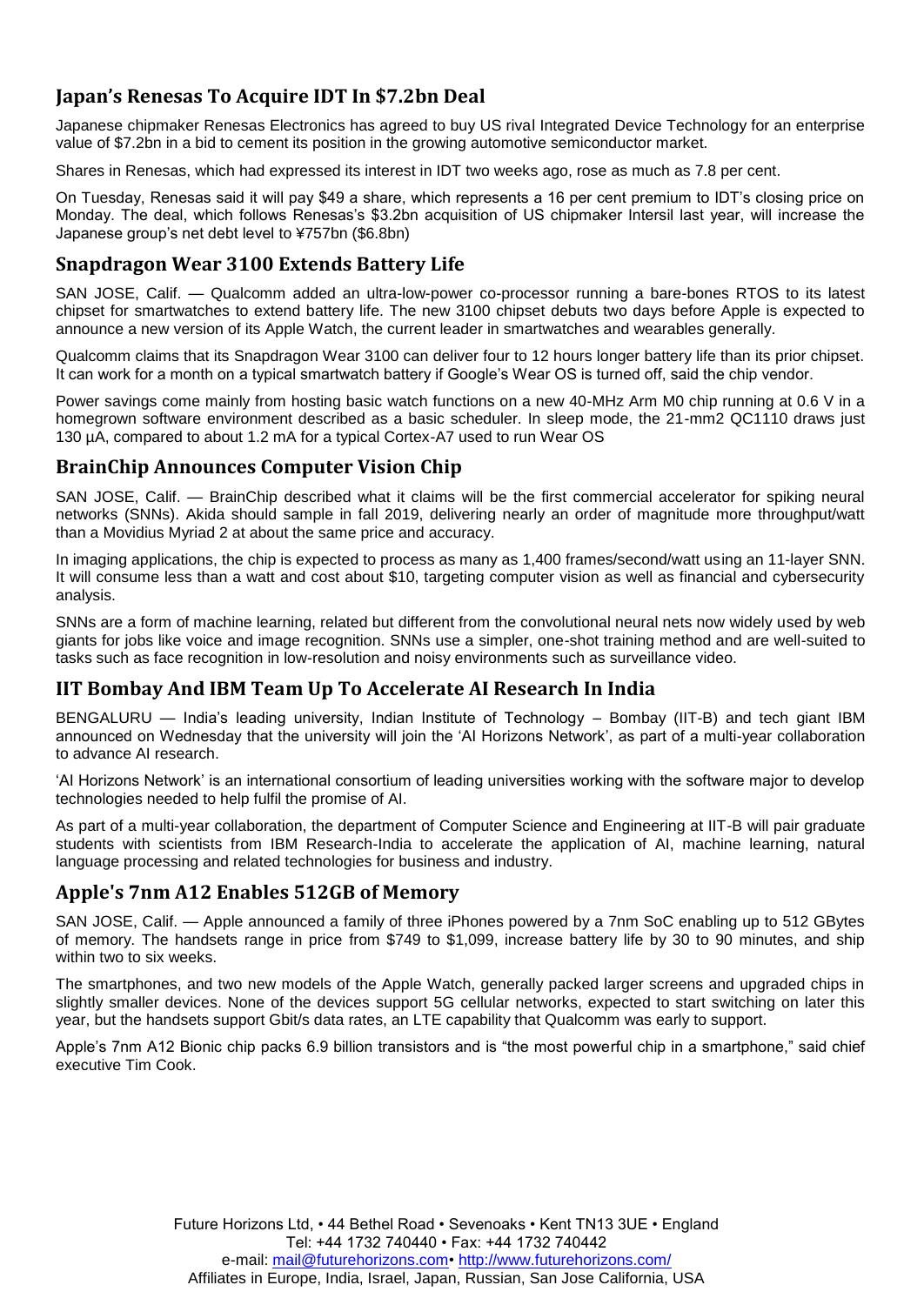## Japan's Renesas To Acquire IDT In $7.2bn Deal

Japanese chipmaker Renesas Electronics has agreed to buy US rival Integrated Device Technology for an enterprise value of $7.2bn in a bid to cement its position in the growing automotive semiconductor market.

Shares in Renesas, which had expressed its interest in IDT two weeks ago, rose as much as 7.8 per cent.

On Tuesday, Renesas said it will pay $49 a share, which represents a 16 per cent premium to IDT's closing price on Monday. The deal, which follows Renesas's $3.2bn acquisition of US chipmaker Intersil last year, will increase the Japanese group's net debt level to ¥757bn ($6.8bn)

## Snapdragon Wear 3100 Extends Battery Life

SAN JOSE, Calif. — Qualcomm added an ultra-low-power co-processor running a bare-bones RTOS to its latest chipset for smartwatches to extend battery life. The new 3100 chipset debuts two days before Apple is expected to announce a new version of its Apple Watch, the current leader in smartwatches and wearables generally.

Qualcomm claims that its Snapdragon Wear 3100 can deliver four to 12 hours longer battery life than its prior chipset. It can work for a month on a typical smartwatch battery if Google's Wear OS is turned off, said the chip vendor.

Power savings come mainly from hosting basic watch functions on a new 40-MHz Arm M0 chip running at 0.6 V in a homegrown software environment described as a basic scheduler. In sleep mode, the 21-mm2 QC1110 draws just 130 µA, compared to about 1.2 mA for a typical Cortex-A7 used to run Wear OS

## BrainChip Announces Computer Vision Chip

SAN JOSE, Calif. — BrainChip described what it claims will be the first commercial accelerator for spiking neural networks (SNNs). Akida should sample in fall 2019, delivering nearly an order of magnitude more throughput/watt than a Movidius Myriad 2 at about the same price and accuracy.

In imaging applications, the chip is expected to process as many as 1,400 frames/second/watt using an 11-layer SNN. It will consume less than a watt and cost about $10, targeting computer vision as well as financial and cybersecurity analysis.

SNNs are a form of machine learning, related but different from the convolutional neural nets now widely used by web giants for jobs like voice and image recognition. SNNs use a simpler, one-shot training method and are well-suited to tasks such as face recognition in low-resolution and noisy environments such as surveillance video.

## IIT Bombay And IBM Team Up To Accelerate AI Research In India

BENGALURU — India's leading university, Indian Institute of Technology – Bombay (IIT-B) and tech giant IBM announced on Wednesday that the university will join the 'AI Horizons Network', as part of a multi-year collaboration to advance AI research.

'AI Horizons Network' is an international consortium of leading universities working with the software major to develop technologies needed to help fulfil the promise of AI.

As part of a multi-year collaboration, the department of Computer Science and Engineering at IIT-B will pair graduate students with scientists from IBM Research-India to accelerate the application of AI, machine learning, natural language processing and related technologies for business and industry.

## Apple's 7nm A12 Enables 512GB of Memory

SAN JOSE, Calif. — Apple announced a family of three iPhones powered by a 7nm SoC enabling up to 512 GBytes of memory. The handsets range in price from $749 to $1,099, increase battery life by 30 to 90 minutes, and ship within two to six weeks.

The smartphones, and two new models of the Apple Watch, generally packed larger screens and upgraded chips in slightly smaller devices. None of the devices support 5G cellular networks, expected to start switching on later this year, but the handsets support Gbit/s data rates, an LTE capability that Qualcomm was early to support.

Apple's 7nm A12 Bionic chip packs 6.9 billion transistors and is "the most powerful chip in a smartphone," said chief executive Tim Cook.

Future Horizons Ltd, • 44 Bethel Road • Sevenoaks • Kent TN13 3UE • England
Tel: +44 1732 740440 • Fax: +44 1732 740442
e-mail: mail@futurehorizons.com• http://www.futurehorizons.com/
Affiliates in Europe, India, Israel, Japan, Russian, San Jose California, USA